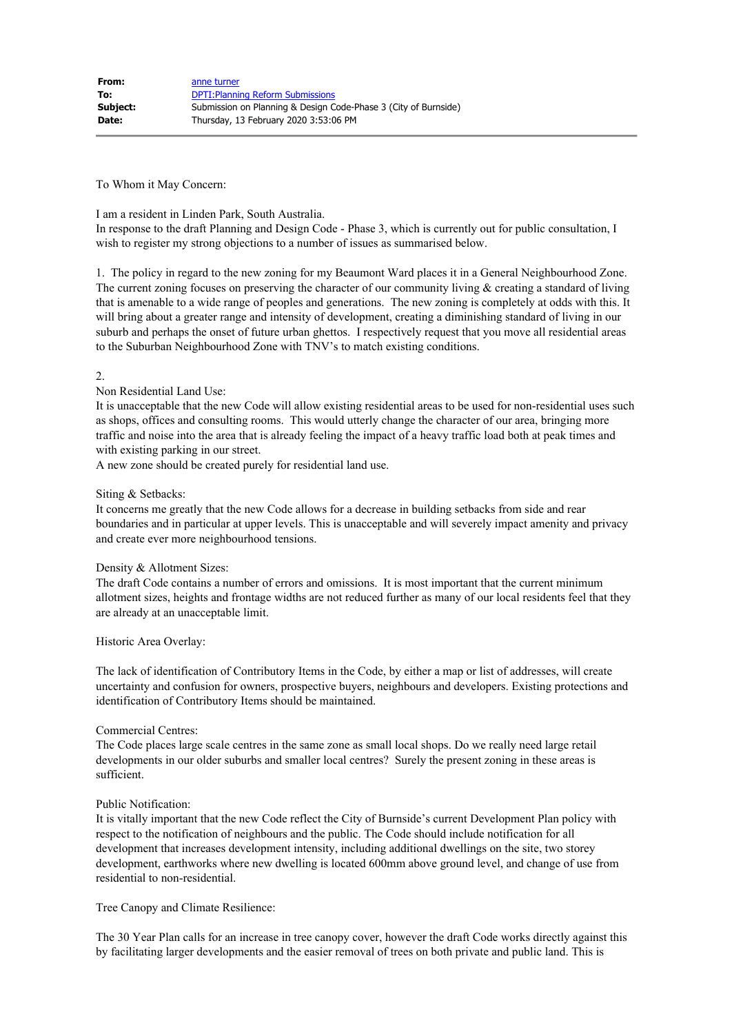| | |
|---|---|
| **From:** | anne turner |
| **To:** | DPTI:Planning Reform Submissions |
| **Subject:** | Submission on Planning & Design Code-Phase 3 (City of Burnside) |
| **Date:** | Thursday, 13 February 2020 3:53:06 PM |

---

To Whom it May Concern:

I am a resident in Linden Park, South Australia.
In response to the draft Planning and Design Code - Phase 3, which is currently out for public consultation, I wish to register my strong objections to a number of issues as summarised below.

1. The policy in regard to the new zoning for my Beaumont Ward places it in a General Neighbourhood Zone. The current zoning focuses on preserving the character of our community living & creating a standard of living that is amenable to a wide range of peoples and generations. The new zoning is completely at odds with this. It will bring about a greater range and intensity of development, creating a diminishing standard of living in our suburb and perhaps the onset of future urban ghettos. I respectively request that you move all residential areas to the Suburban Neighbourhood Zone with TNV's to match existing conditions.

2.

Non Residential Land Use:
It is unacceptable that the new Code will allow existing residential areas to be used for non-residential uses such as shops, offices and consulting rooms. This would utterly change the character of our area, bringing more traffic and noise into the area that is already feeling the impact of a heavy traffic load both at peak times and with existing parking in our street.
A new zone should be created purely for residential land use.

Siting & Setbacks:
It concerns me greatly that the new Code allows for a decrease in building setbacks from side and rear boundaries and in particular at upper levels. This is unacceptable and will severely impact amenity and privacy and create ever more neighbourhood tensions.

Density & Allotment Sizes:
The draft Code contains a number of errors and omissions. It is most important that the current minimum allotment sizes, heights and frontage widths are not reduced further as many of our local residents feel that they are already at an unacceptable limit.

Historic Area Overlay:

The lack of identification of Contributory Items in the Code, by either a map or list of addresses, will create uncertainty and confusion for owners, prospective buyers, neighbours and developers. Existing protections and identification of Contributory Items should be maintained.

Commercial Centres:
The Code places large scale centres in the same zone as small local shops. Do we really need large retail developments in our older suburbs and smaller local centres? Surely the present zoning in these areas is sufficient.

Public Notification:
It is vitally important that the new Code reflect the City of Burnside's current Development Plan policy with respect to the notification of neighbours and the public. The Code should include notification for all development that increases development intensity, including additional dwellings on the site, two storey development, earthworks where new dwelling is located 600mm above ground level, and change of use from residential to non-residential.

Tree Canopy and Climate Resilience:

The 30 Year Plan calls for an increase in tree canopy cover, however the draft Code works directly against this by facilitating larger developments and the easier removal of trees on both private and public land. This is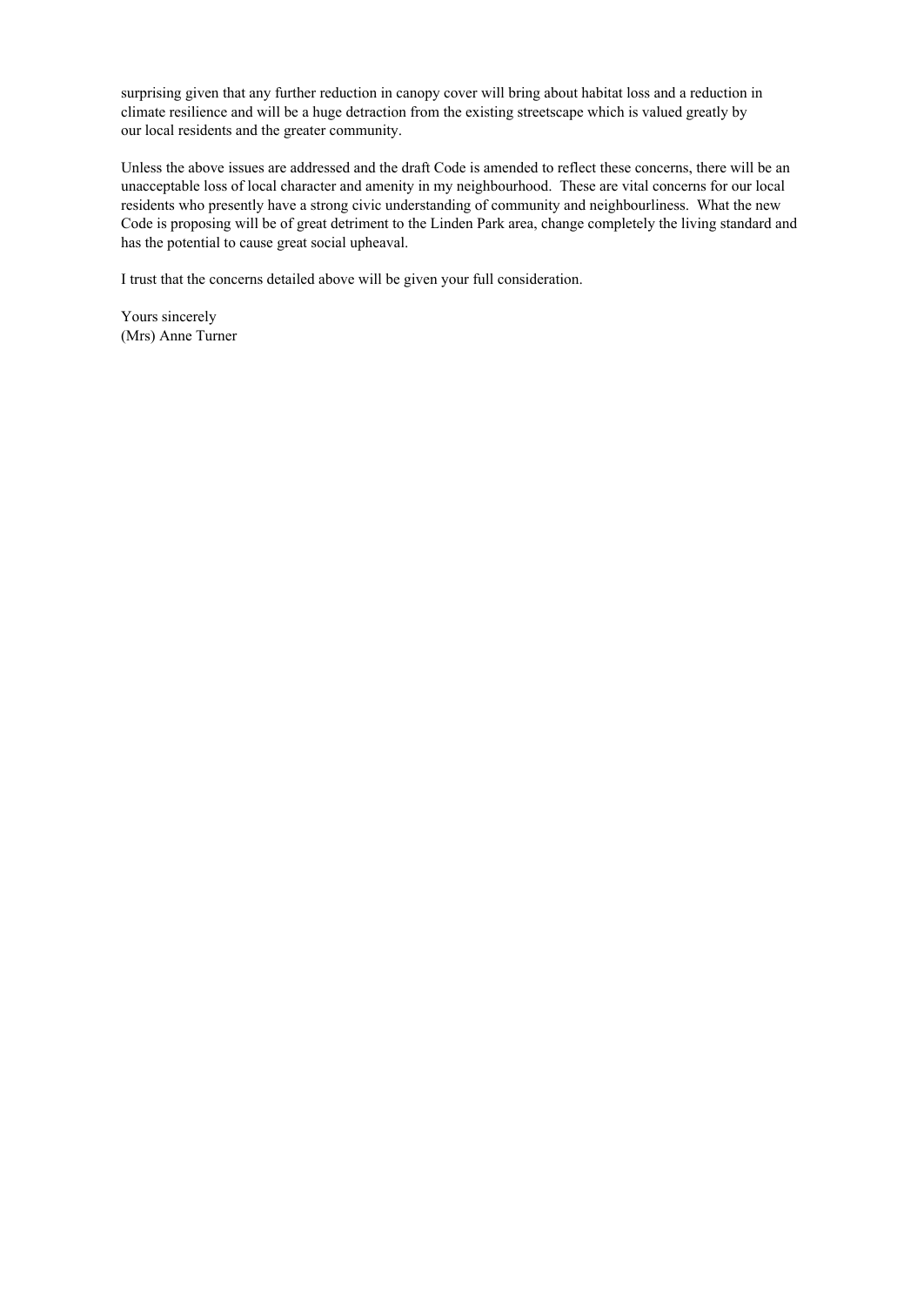surprising given that any further reduction in canopy cover will bring about habitat loss and a reduction in climate resilience and will be a huge detraction from the existing streetscape which is valued greatly by our local residents and the greater community.

Unless the above issues are addressed and the draft Code is amended to reflect these concerns, there will be an unacceptable loss of local character and amenity in my neighbourhood. These are vital concerns for our local residents who presently have a strong civic understanding of community and neighbourliness. What the new Code is proposing will be of great detriment to the Linden Park area, change completely the living standard and has the potential to cause great social upheaval.

I trust that the concerns detailed above will be given your full consideration.

Yours sincerely
(Mrs) Anne Turner